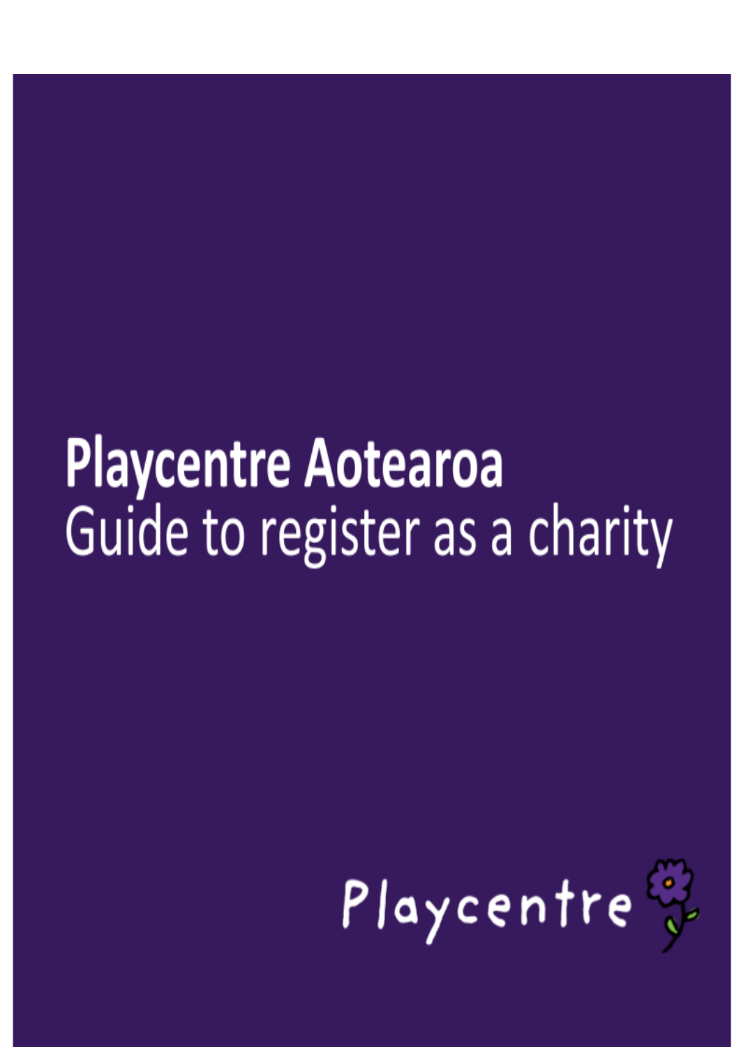# Playcentre Aotearoa

## Guide to register as a charity

Playcentre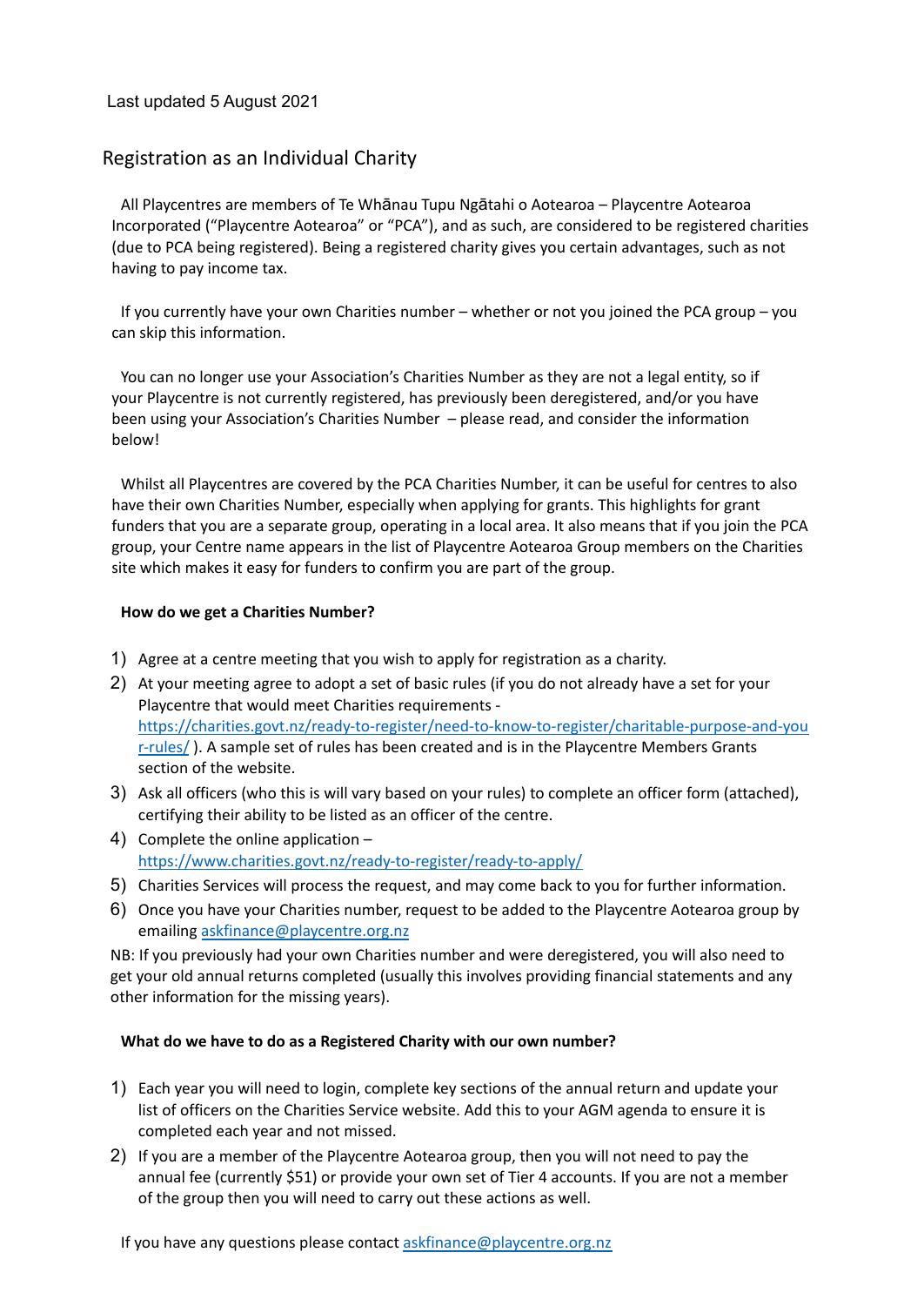Last updated 5 August 2021

## Registration as an Individual Charity

All Playcentres are members of Te Whānau Tupu Ngātahi o Aotearoa – Playcentre Aotearoa Incorporated ("Playcentre Aotearoa" or "PCA"), and as such, are considered to be registered charities (due to PCA being registered). Being a registered charity gives you certain advantages, such as not having to pay income tax.

If you currently have your own Charities number – whether or not you joined the PCA group – you can skip this information.

You can no longer use your Association's Charities Number as they are not a legal entity, so if your Playcentre is not currently registered, has previously been deregistered, and/or you have been using your Association's Charities Number – please read, and consider the information below!

Whilst all Playcentres are covered by the PCA Charities Number, it can be useful for centres to also have their own Charities Number, especially when applying for grants. This highlights for grant funders that you are a separate group, operating in a local area. It also means that if you join the PCA group, your Centre name appears in the list of Playcentre Aotearoa Group members on the Charities site which makes it easy for funders to confirm you are part of the group.

**How do we get a Charities Number?**

1) Agree at a centre meeting that you wish to apply for registration as a charity.
2) At your meeting agree to adopt a set of basic rules (if you do not already have a set for your Playcentre that would meet Charities requirements - https://charities.govt.nz/ready-to-register/need-to-know-to-register/charitable-purpose-and-your-rules/ ). A sample set of rules has been created and is in the Playcentre Members Grants section of the website.
3) Ask all officers (who this is will vary based on your rules) to complete an officer form (attached), certifying their ability to be listed as an officer of the centre.
4) Complete the online application – https://www.charities.govt.nz/ready-to-register/ready-to-apply/
5) Charities Services will process the request, and may come back to you for further information.
6) Once you have your Charities number, request to be added to the Playcentre Aotearoa group by emailing askfinance@playcentre.org.nz

NB: If you previously had your own Charities number and were deregistered, you will also need to get your old annual returns completed (usually this involves providing financial statements and any other information for the missing years).

**What do we have to do as a Registered Charity with our own number?**

1) Each year you will need to login, complete key sections of the annual return and update your list of officers on the Charities Service website. Add this to your AGM agenda to ensure it is completed each year and not missed.
2) If you are a member of the Playcentre Aotearoa group, then you will not need to pay the annual fee (currently $51) or provide your own set of Tier 4 accounts. If you are not a member of the group then you will need to carry out these actions as well.

If you have any questions please contact askfinance@playcentre.org.nz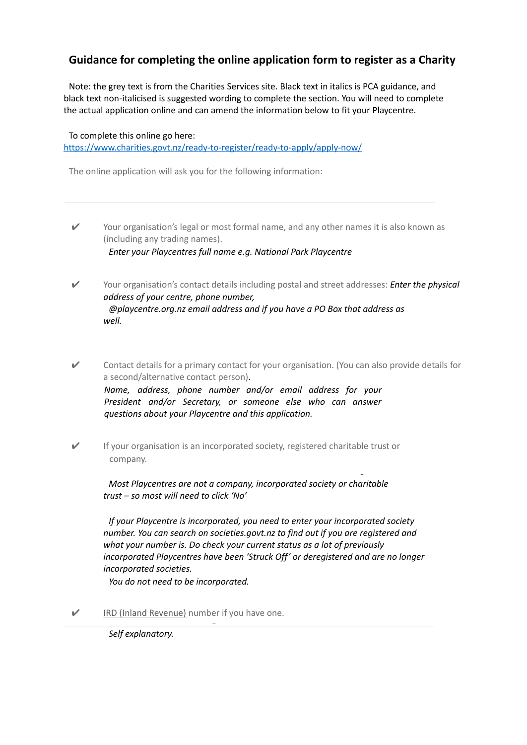## Guidance for completing the online application form to register as a Charity

Note: the grey text is from the Charities Services site. Black text in italics is PCA guidance, and black text non-italicised is suggested wording to complete the section. You will need to complete the actual application online and can amend the information below to fit your Playcentre.

To complete this online go here: [https://www.charities.govt.nz/ready-to-register/ready-to-apply/apply-now/](https://www.charities.govt.nz/ready-to-register/ready-to-apply/apply-now/)

The online application will ask you for the following information:

---

- ✔ Your organisation's legal or most formal name, and any other names it is also known as (including any trading names).

  *Enter your Playcentres full name e.g. National Park Playcentre*

- ✔ Your organisation's contact details including postal and street addresses: *Enter the physical address of your centre, phone number, @playcentre.org.nz email address and if you have a PO Box that address as well.*

- ✔ Contact details for a primary contact for your organisation. (You can also provide details for a second/alternative contact person).

  *Name, address, phone number and/or email address for your President and/or Secretary, or someone else who can answer questions about your Playcentre and this application.*

- ✔ If your organisation is an incorporated society, registered charitable trust or company.

  *Most Playcentres are not a company, incorporated society or charitable trust – so most will need to click 'No'*

  *If your Playcentre is incorporated, you need to enter your incorporated society number. You can search on societies.govt.nz to find out if you are registered and what your number is. Do check your current status as a lot of previously incorporated Playcentres have been 'Struck Off' or deregistered and are no longer incorporated societies.*

  *You do not need to be incorporated.*

- ✔ IRD (Inland Revenue) number if you have one.

  *Self explanatory.*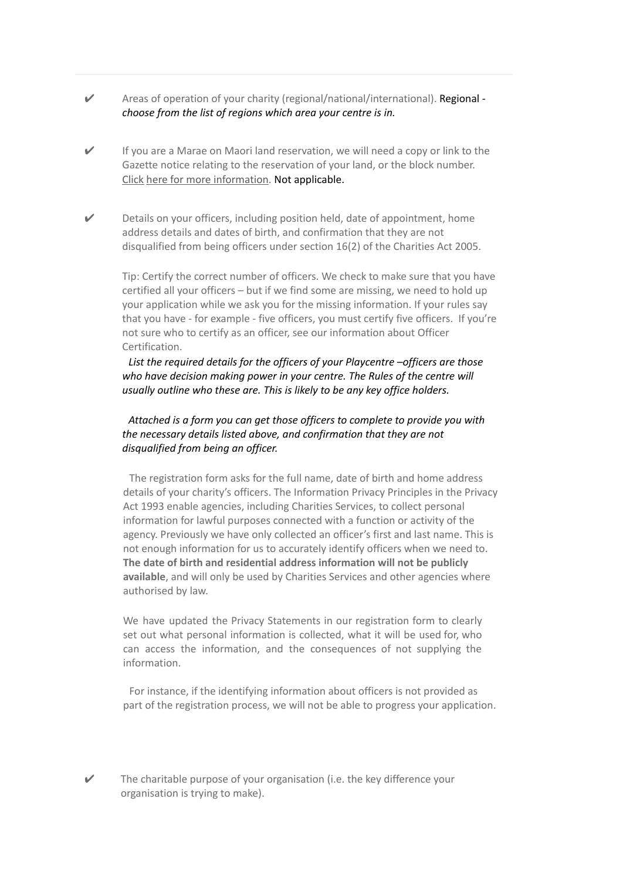- ✔ Areas of operation of your charity (regional/national/international). Regional - *choose from the list of regions which area your centre is in.*

- ✔ If you are a Marae on Maori land reservation, we will need a copy or link to the Gazette notice relating to the reservation of your land, or the block number. Click here for more information. Not applicable.

- ✔ Details on your officers, including position held, date of appointment, home address details and dates of birth, and confirmation that they are not disqualified from being officers under section 16(2) of the Charities Act 2005.

  Tip: Certify the correct number of officers. We check to make sure that you have certified all your officers – but if we find some are missing, we need to hold up your application while we ask you for the missing information. If your rules say that you have - for example - five officers, you must certify five officers. If you're not sure who to certify as an officer, see our information about Officer Certification.

  *List the required details for the officers of your Playcentre –officers are those who have decision making power in your centre. The Rules of the centre will usually outline who these are. This is likely to be any key office holders.*

  *Attached is a form you can get those officers to complete to provide you with the necessary details listed above, and confirmation that they are not disqualified from being an officer.*

  The registration form asks for the full name, date of birth and home address details of your charity's officers. The Information Privacy Principles in the Privacy Act 1993 enable agencies, including Charities Services, to collect personal information for lawful purposes connected with a function or activity of the agency. Previously we have only collected an officer's first and last name. This is not enough information for us to accurately identify officers when we need to. **The date of birth and residential address information will not be publicly available**, and will only be used by Charities Services and other agencies where authorised by law.

  We have updated the Privacy Statements in our registration form to clearly set out what personal information is collected, what it will be used for, who can access the information, and the consequences of not supplying the information.

  For instance, if the identifying information about officers is not provided as part of the registration process, we will not be able to progress your application.

- ✔ The charitable purpose of your organisation (i.e. the key difference your organisation is trying to make).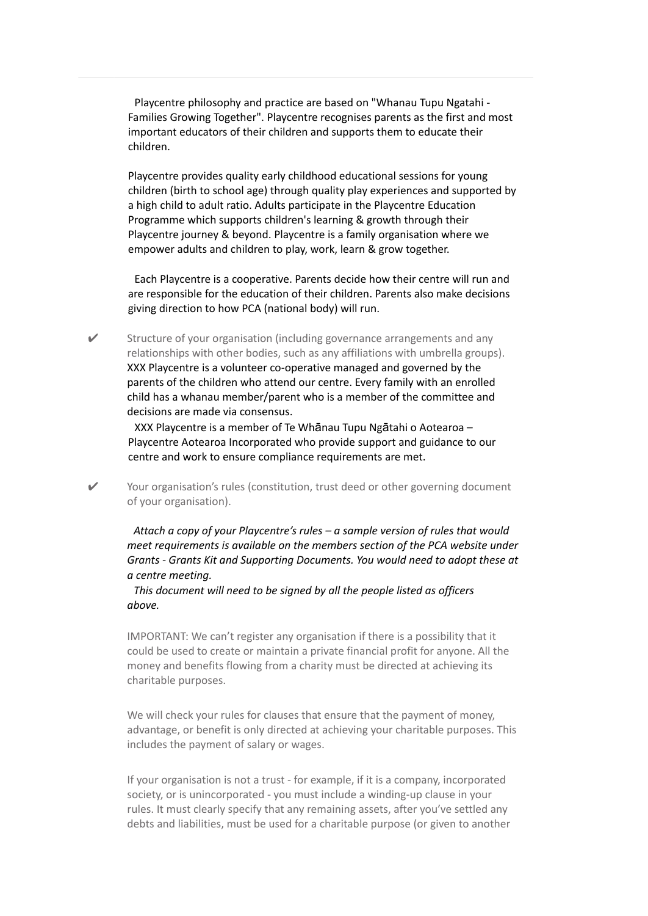Playcentre philosophy and practice are based on "Whanau Tupu Ngatahi - Families Growing Together". Playcentre recognises parents as the first and most important educators of their children and supports them to educate their children.

Playcentre provides quality early childhood educational sessions for young children (birth to school age) through quality play experiences and supported by a high child to adult ratio. Adults participate in the Playcentre Education Programme which supports children's learning & growth through their Playcentre journey & beyond. Playcentre is a family organisation where we empower adults and children to play, work, learn & grow together.

Each Playcentre is a cooperative. Parents decide how their centre will run and are responsible for the education of their children. Parents also make decisions giving direction to how PCA (national body) will run.

✔ Structure of your organisation (including governance arrangements and any relationships with other bodies, such as any affiliations with umbrella groups).
XXX Playcentre is a volunteer co-operative managed and governed by the parents of the children who attend our centre. Every family with an enrolled child has a whanau member/parent who is a member of the committee and decisions are made via consensus.

XXX Playcentre is a member of Te Whānau Tupu Ngātahi o Aotearoa – Playcentre Aotearoa Incorporated who provide support and guidance to our centre and work to ensure compliance requirements are met.

✔ Your organisation's rules (constitution, trust deed or other governing document of your organisation).

*Attach a copy of your Playcentre's rules – a sample version of rules that would meet requirements is available on the members section of the PCA website under Grants - Grants Kit and Supporting Documents. You would need to adopt these at a centre meeting.*

*This document will need to be signed by all the people listed as officers above.*

IMPORTANT: We can't register any organisation if there is a possibility that it could be used to create or maintain a private financial profit for anyone. All the money and benefits flowing from a charity must be directed at achieving its charitable purposes.

We will check your rules for clauses that ensure that the payment of money, advantage, or benefit is only directed at achieving your charitable purposes. This includes the payment of salary or wages.

If your organisation is not a trust - for example, if it is a company, incorporated society, or is unincorporated - you must include a winding-up clause in your rules. It must clearly specify that any remaining assets, after you've settled any debts and liabilities, must be used for a charitable purpose (or given to another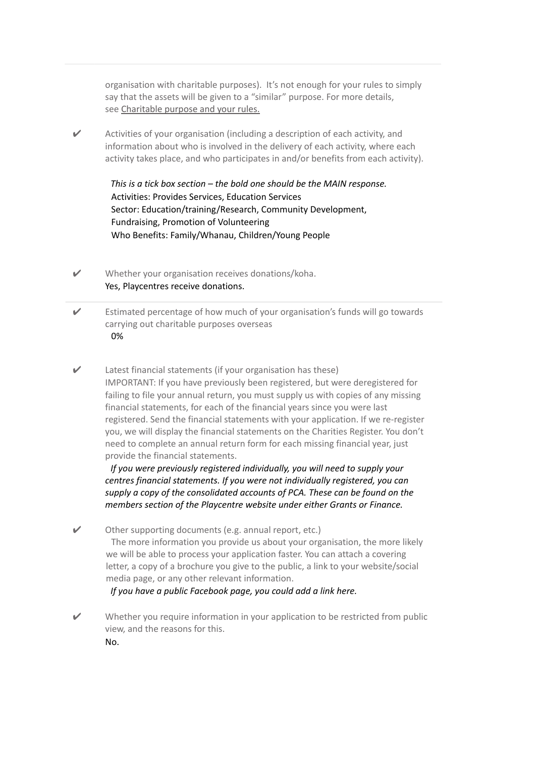organisation with charitable purposes). It's not enough for your rules to simply say that the assets will be given to a "similar" purpose. For more details, see Charitable purpose and your rules.

✔ Activities of your organisation (including a description of each activity, and information about who is involved in the delivery of each activity, where each activity takes place, and who participates in and/or benefits from each activity).

*This is a tick box section – the bold one should be the MAIN response.*
Activities: Provides Services, Education Services
Sector: Education/training/Research, Community Development, Fundraising, Promotion of Volunteering
Who Benefits: Family/Whanau, Children/Young People

✔ Whether your organisation receives donations/koha.
Yes, Playcentres receive donations.

✔ Estimated percentage of how much of your organisation's funds will go towards carrying out charitable purposes overseas
0%

✔ Latest financial statements (if your organisation has these)
IMPORTANT: If you have previously been registered, but were deregistered for failing to file your annual return, you must supply us with copies of any missing financial statements, for each of the financial years since you were last registered. Send the financial statements with your application. If we re-register you, we will display the financial statements on the Charities Register. You don't need to complete an annual return form for each missing financial year, just provide the financial statements.
*If you were previously registered individually, you will need to supply your centres financial statements. If you were not individually registered, you can supply a copy of the consolidated accounts of PCA. These can be found on the members section of the Playcentre website under either Grants or Finance.*

✔ Other supporting documents (e.g. annual report, etc.)
The more information you provide us about your organisation, the more likely we will be able to process your application faster. You can attach a covering letter, a copy of a brochure you give to the public, a link to your website/social media page, or any other relevant information.
*If you have a public Facebook page, you could add a link here.*

✔ Whether you require information in your application to be restricted from public view, and the reasons for this.
No.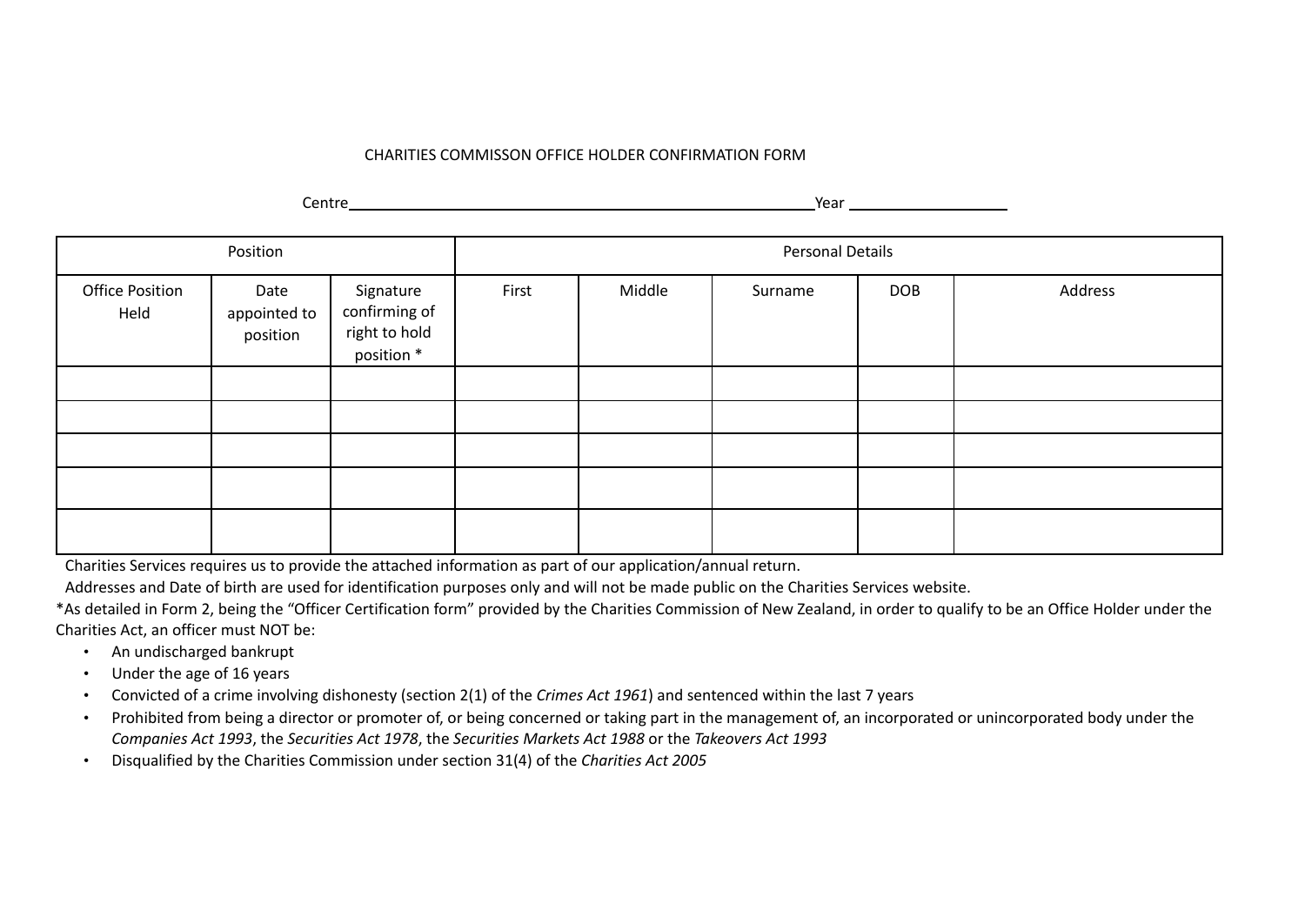CHARITIES COMMISSON OFFICE HOLDER CONFIRMATION FORM

Centre\_\_\_\_\_\_\_\_\_\_\_\_\_\_\_\_\_\_\_\_\_\_\_\_\_\_\_\_\_\_\_\_\_\_\_\_\_\_\_\_\_\_\_\_\_\_\_\_\_\_\_\_Year \_\_\_\_\_\_\_\_\_\_\_\_\_\_\_\_\_\_\_\_

| Position | | | Personal Details | | | | |
|---|---|---|---|---|---|---|---|
| Office Position Held | Date appointed to position | Signature confirming of right to hold position * | First | Middle | Surname | DOB | Address |
| | | | | | | | |
| | | | | | | | |
| | | | | | | | |
| | | | | | | | |
| | | | | | | | |

Charities Services requires us to provide the attached information as part of our application/annual return.

Addresses and Date of birth are used for identification purposes only and will not be made public on the Charities Services website.

*As detailed in Form 2, being the "Officer Certification form" provided by the Charities Commission of New Zealand, in order to qualify to be an Office Holder under the Charities Act, an officer must NOT be:

- An undischarged bankrupt
- Under the age of 16 years
- Convicted of a crime involving dishonesty (section 2(1) of the *Crimes Act 1961*) and sentenced within the last 7 years
- Prohibited from being a director or promoter of, or being concerned or taking part in the management of, an incorporated or unincorporated body under the *Companies Act 1993*, the *Securities Act 1978*, the *Securities Markets Act 1988* or the *Takeovers Act 1993*
- Disqualified by the Charities Commission under section 31(4) of the *Charities Act 2005*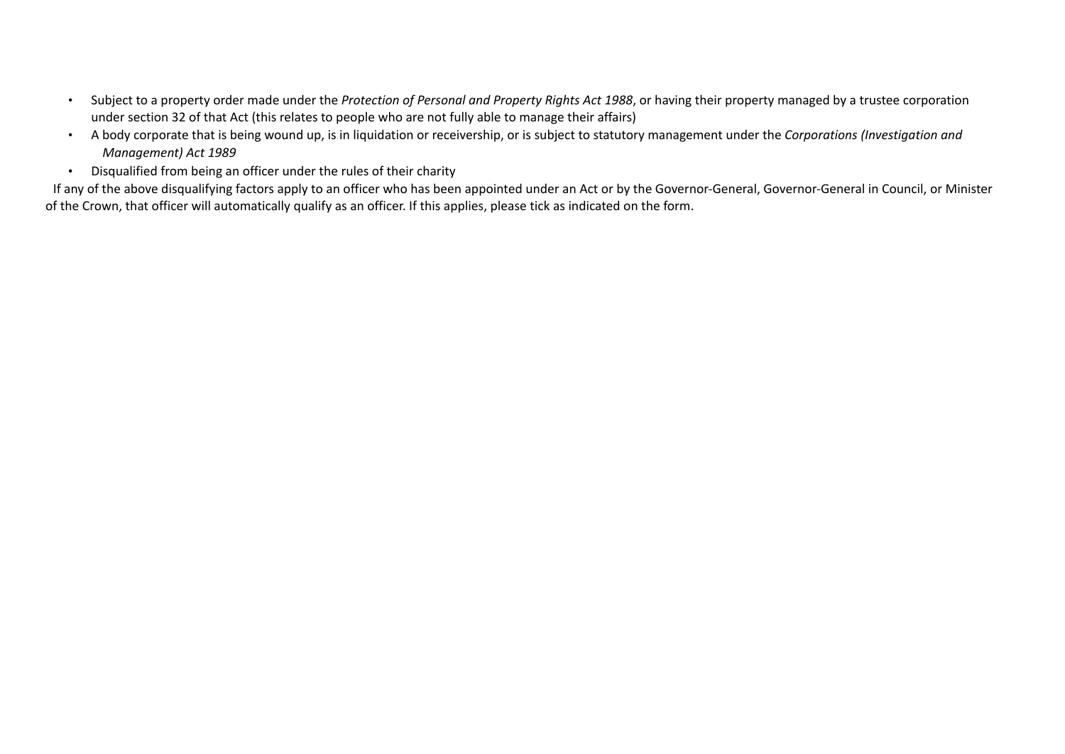- Subject to a property order made under the *Protection of Personal and Property Rights Act 1988*, or having their property managed by a trustee corporation under section 32 of that Act (this relates to people who are not fully able to manage their affairs)
- A body corporate that is being wound up, is in liquidation or receivership, or is subject to statutory management under the *Corporations (Investigation and Management) Act 1989*
- Disqualified from being an officer under the rules of their charity

If any of the above disqualifying factors apply to an officer who has been appointed under an Act or by the Governor-General, Governor-General in Council, or Minister of the Crown, that officer will automatically qualify as an officer. If this applies, please tick as indicated on the form.